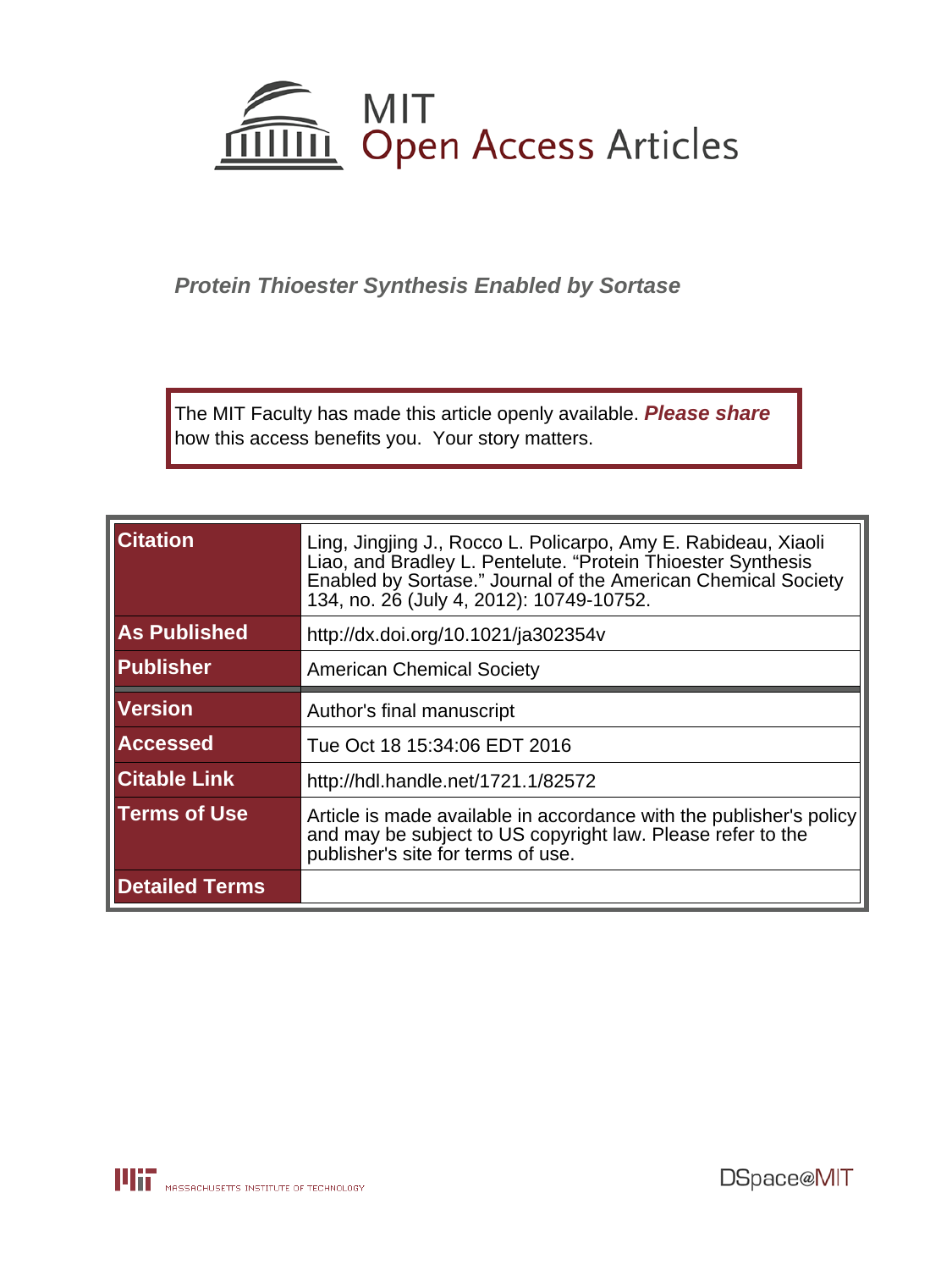MIT Open Access Articles

*Protein Thioester Synthesis Enabled by Sortase*

The MIT Faculty has made this article openly available. ***Please share*** how this access benefits you. Your story matters.

| | |
|---|---|
| **Citation** | Ling, Jingjing J., Rocco L. Policarpo, Amy E. Rabideau, Xiaoli Liao, and Bradley L. Pentelute. "Protein Thioester Synthesis Enabled by Sortase." Journal of the American Chemical Society 134, no. 26 (July 4, 2012): 10749-10752. |
| **As Published** | http://dx.doi.org/10.1021/ja302354v |
| **Publisher** | American Chemical Society |
| **Version** | Author's final manuscript |
| **Accessed** | Tue Oct 18 15:34:06 EDT 2016 |
| **Citable Link** | http://hdl.handle.net/1721.1/82572 |
| **Terms of Use** | Article is made available in accordance with the publisher's policy and may be subject to US copyright law. Please refer to the publisher's site for terms of use. |
| **Detailed Terms** | |

MASSACHUSETTS INSTITUTE OF TECHNOLOGY

DSpace@MIT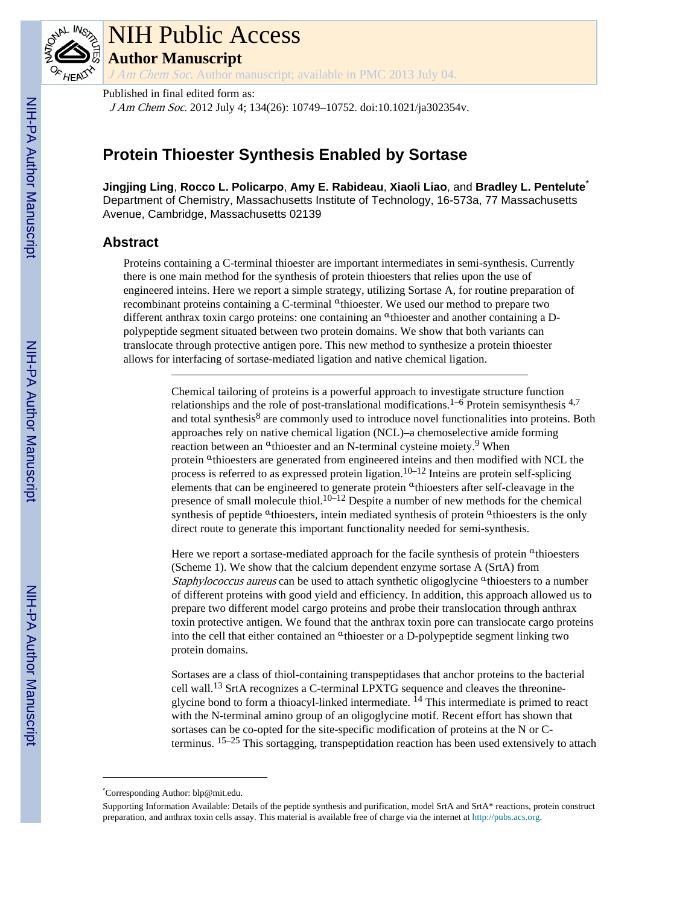# Protein Thioester Synthesis Enabled by Sortase

**Jingjing Ling**, **Rocco L. Policarpo**, **Amy E. Rabideau**, **Xiaoli Liao**, and **Bradley L. Pentelute***

Department of Chemistry, Massachusetts Institute of Technology, 16-573a, 77 Massachusetts Avenue, Cambridge, Massachusetts 02139

## Abstract

Proteins containing a C-terminal thioester are important intermediates in semi-synthesis. Currently there is one main method for the synthesis of protein thioesters that relies upon the use of engineered inteins. Here we report a simple strategy, utilizing Sortase A, for routine preparation of recombinant proteins containing a C-terminal $^{\alpha}$thioester. We used our method to prepare two different anthrax toxin cargo proteins: one containing an $^{\alpha}$thioester and another containing a D-polypeptide segment situated between two protein domains. We show that both variants can translocate through protective antigen pore. This new method to synthesize a protein thioester allows for interfacing of sortase-mediated ligation and native chemical ligation.

---

Chemical tailoring of proteins is a powerful approach to investigate structure function relationships and the role of post-translational modifications.[1–6] Protein semisynthesis [4,7] and total synthesis[8] are commonly used to introduce novel functionalities into proteins. Both approaches rely on native chemical ligation (NCL)–a chemoselective amide forming reaction between an $^{\alpha}$thioester and an N-terminal cysteine moiety.[9] When protein $^{\alpha}$thioesters are generated from engineered inteins and then modified with NCL the process is referred to as expressed protein ligation.[10–12] Inteins are protein self-splicing elements that can be engineered to generate protein $^{\alpha}$thioesters after self-cleavage in the presence of small molecule thiol.[10–12] Despite a number of new methods for the chemical synthesis of peptide $^{\alpha}$thioesters, intein mediated synthesis of protein $^{\alpha}$thioesters is the only direct route to generate this important functionality needed for semi-synthesis.

Here we report a sortase-mediated approach for the facile synthesis of protein $^{\alpha}$thioesters (Scheme 1). We show that the calcium dependent enzyme sortase A (SrtA) from *Staphylococcus aureus* can be used to attach synthetic oligoglycine $^{\alpha}$thioesters to a number of different proteins with good yield and efficiency. In addition, this approach allowed us to prepare two different model cargo proteins and probe their translocation through anthrax toxin protective antigen. We found that the anthrax toxin pore can translocate cargo proteins into the cell that either contained an $^{\alpha}$thioester or a D-polypeptide segment linking two protein domains.

Sortases are a class of thiol-containing transpeptidases that anchor proteins to the bacterial cell wall.[13] SrtA recognizes a C-terminal LPXTG sequence and cleaves the threonine-glycine bond to form a thioacyl-linked intermediate. [14] This intermediate is primed to react with the N-terminal amino group of an oligoglycine motif. Recent effort has shown that sortases can be co-opted for the site-specific modification of proteins at the N or C-terminus. [15–25] This sortagging, transpeptidation reaction has been used extensively to attach

---

*Corresponding Author: blp@mit.edu.

Supporting Information Available: Details of the peptide synthesis and purification, model SrtA and SrtA* reactions, protein construct preparation, and anthrax toxin cells assay. This material is available free of charge via the internet at http://pubs.acs.org.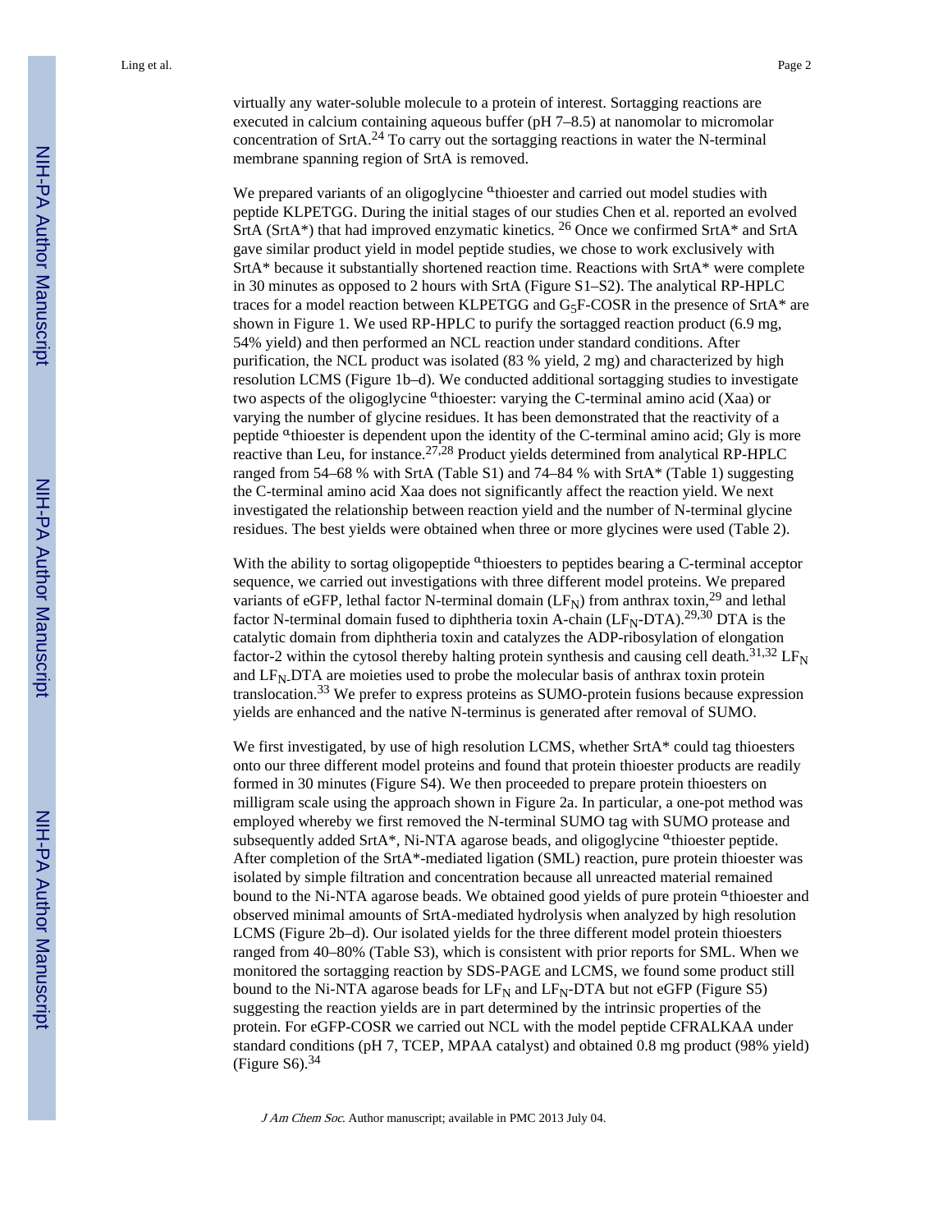virtually any water-soluble molecule to a protein of interest. Sortagging reactions are executed in calcium containing aqueous buffer (pH 7–8.5) at nanomolar to micromolar concentration of SrtA.[24] To carry out the sortagging reactions in water the N-terminal membrane spanning region of SrtA is removed.

We prepared variants of an oligoglycine $^{\alpha}$thioester and carried out model studies with peptide KLPETGG. During the initial stages of our studies Chen et al. reported an evolved SrtA (SrtA*) that had improved enzymatic kinetics.[26] Once we confirmed SrtA* and SrtA gave similar product yield in model peptide studies, we chose to work exclusively with SrtA* because it substantially shortened reaction time. Reactions with SrtA* were complete in 30 minutes as opposed to 2 hours with SrtA (Figure S1–S2). The analytical RP-HPLC traces for a model reaction between KLPETGG and $G_5$F-COSR in the presence of SrtA* are shown in Figure 1. We used RP-HPLC to purify the sortagged reaction product (6.9 mg, 54% yield) and then performed an NCL reaction under standard conditions. After purification, the NCL product was isolated (83 % yield, 2 mg) and characterized by high resolution LCMS (Figure 1b–d). We conducted additional sortagging studies to investigate two aspects of the oligoglycine $^{\alpha}$thioester: varying the C-terminal amino acid (Xaa) or varying the number of glycine residues. It has been demonstrated that the reactivity of a peptide $^{\alpha}$thioester is dependent upon the identity of the C-terminal amino acid; Gly is more reactive than Leu, for instance.[27,28] Product yields determined from analytical RP-HPLC ranged from 54–68 % with SrtA (Table S1) and 74–84 % with SrtA* (Table 1) suggesting the C-terminal amino acid Xaa does not significantly affect the reaction yield. We next investigated the relationship between reaction yield and the number of N-terminal glycine residues. The best yields were obtained when three or more glycines were used (Table 2).

With the ability to sortag oligopeptide $^{\alpha}$thioesters to peptides bearing a C-terminal acceptor sequence, we carried out investigations with three different model proteins. We prepared variants of eGFP, lethal factor N-terminal domain ($LF_N$) from anthrax toxin,[29] and lethal factor N-terminal domain fused to diphtheria toxin A-chain ($LF_N$-DTA).[29,30] DTA is the catalytic domain from diphtheria toxin and catalyzes the ADP-ribosylation of elongation factor-2 within the cytosol thereby halting protein synthesis and causing cell death.[31,32] $LF_N$ and $LF_N$-DTA are moieties used to probe the molecular basis of anthrax toxin protein translocation.[33] We prefer to express proteins as SUMO-protein fusions because expression yields are enhanced and the native N-terminus is generated after removal of SUMO.

We first investigated, by use of high resolution LCMS, whether SrtA* could tag thioesters onto our three different model proteins and found that protein thioester products are readily formed in 30 minutes (Figure S4). We then proceeded to prepare protein thioesters on milligram scale using the approach shown in Figure 2a. In particular, a one-pot method was employed whereby we first removed the N-terminal SUMO tag with SUMO protease and subsequently added SrtA*, Ni-NTA agarose beads, and oligoglycine $^{\alpha}$thioester peptide. After completion of the SrtA*-mediated ligation (SML) reaction, pure protein thioester was isolated by simple filtration and concentration because all unreacted material remained bound to the Ni-NTA agarose beads. We obtained good yields of pure protein $^{\alpha}$thioester and observed minimal amounts of SrtA-mediated hydrolysis when analyzed by high resolution LCMS (Figure 2b–d). Our isolated yields for the three different model protein thioesters ranged from 40–80% (Table S3), which is consistent with prior reports for SML. When we monitored the sortagging reaction by SDS-PAGE and LCMS, we found some product still bound to the Ni-NTA agarose beads for $LF_N$ and $LF_N$-DTA but not eGFP (Figure S5) suggesting the reaction yields are in part determined by the intrinsic properties of the protein. For eGFP-COSR we carried out NCL with the model peptide CFRALKAA under standard conditions (pH 7, TCEP, MPAA catalyst) and obtained 0.8 mg product (98% yield) (Figure S6).[34]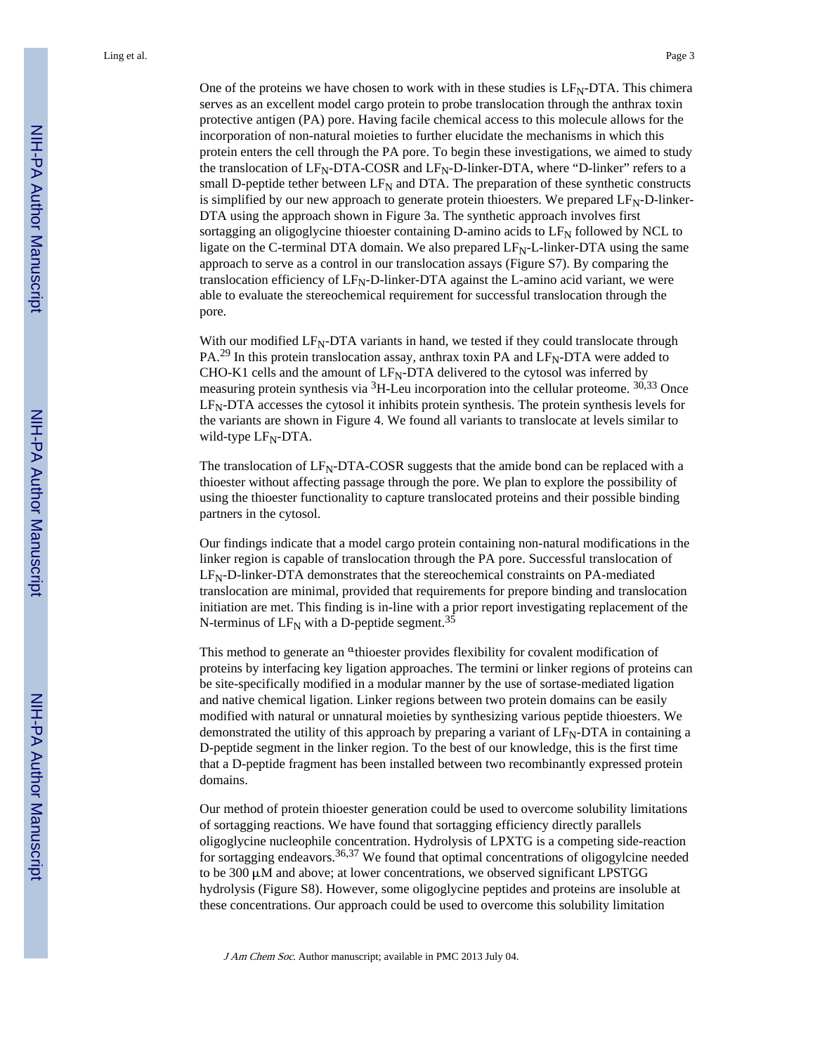One of the proteins we have chosen to work with in these studies is $LF_N$-DTA. This chimera serves as an excellent model cargo protein to probe translocation through the anthrax toxin protective antigen (PA) pore. Having facile chemical access to this molecule allows for the incorporation of non-natural moieties to further elucidate the mechanisms in which this protein enters the cell through the PA pore. To begin these investigations, we aimed to study the translocation of $LF_N$-DTA-COSR and $LF_N$-D-linker-DTA, where "D-linker" refers to a small D-peptide tether between $LF_N$ and DTA. The preparation of these synthetic constructs is simplified by our new approach to generate protein thioesters. We prepared $LF_N$-D-linker-DTA using the approach shown in Figure 3a. The synthetic approach involves first sortagging an oligoglycine thioester containing D-amino acids to $LF_N$ followed by NCL to ligate on the C-terminal DTA domain. We also prepared $LF_N$-L-linker-DTA using the same approach to serve as a control in our translocation assays (Figure S7). By comparing the translocation efficiency of $LF_N$-D-linker-DTA against the L-amino acid variant, we were able to evaluate the stereochemical requirement for successful translocation through the pore.

With our modified $LF_N$-DTA variants in hand, we tested if they could translocate through PA.[29] In this protein translocation assay, anthrax toxin PA and $LF_N$-DTA were added to CHO-K1 cells and the amount of $LF_N$-DTA delivered to the cytosol was inferred by measuring protein synthesis via $^3$H-Leu incorporation into the cellular proteome. [30,33] Once $LF_N$-DTA accesses the cytosol it inhibits protein synthesis. The protein synthesis levels for the variants are shown in Figure 4. We found all variants to translocate at levels similar to wild-type $LF_N$-DTA.

The translocation of $LF_N$-DTA-COSR suggests that the amide bond can be replaced with a thioester without affecting passage through the pore. We plan to explore the possibility of using the thioester functionality to capture translocated proteins and their possible binding partners in the cytosol.

Our findings indicate that a model cargo protein containing non-natural modifications in the linker region is capable of translocation through the PA pore. Successful translocation of $LF_N$-D-linker-DTA demonstrates that the stereochemical constraints on PA-mediated translocation are minimal, provided that requirements for prepore binding and translocation initiation are met. This finding is in-line with a prior report investigating replacement of the N-terminus of $LF_N$ with a D-peptide segment.[35]

This method to generate an $^{\alpha}$thioester provides flexibility for covalent modification of proteins by interfacing key ligation approaches. The termini or linker regions of proteins can be site-specifically modified in a modular manner by the use of sortase-mediated ligation and native chemical ligation. Linker regions between two protein domains can be easily modified with natural or unnatural moieties by synthesizing various peptide thioesters. We demonstrated the utility of this approach by preparing a variant of $LF_N$-DTA in containing a D-peptide segment in the linker region. To the best of our knowledge, this is the first time that a D-peptide fragment has been installed between two recombinantly expressed protein domains.

Our method of protein thioester generation could be used to overcome solubility limitations of sortagging reactions. We have found that sortagging efficiency directly parallels oligoglycine nucleophile concentration. Hydrolysis of LPXTG is a competing side-reaction for sortagging endeavors.[36,37] We found that optimal concentrations of oligogylcine needed to be 300 μM and above; at lower concentrations, we observed significant LPSTGG hydrolysis (Figure S8). However, some oligoglycine peptides and proteins are insoluble at these concentrations. Our approach could be used to overcome this solubility limitation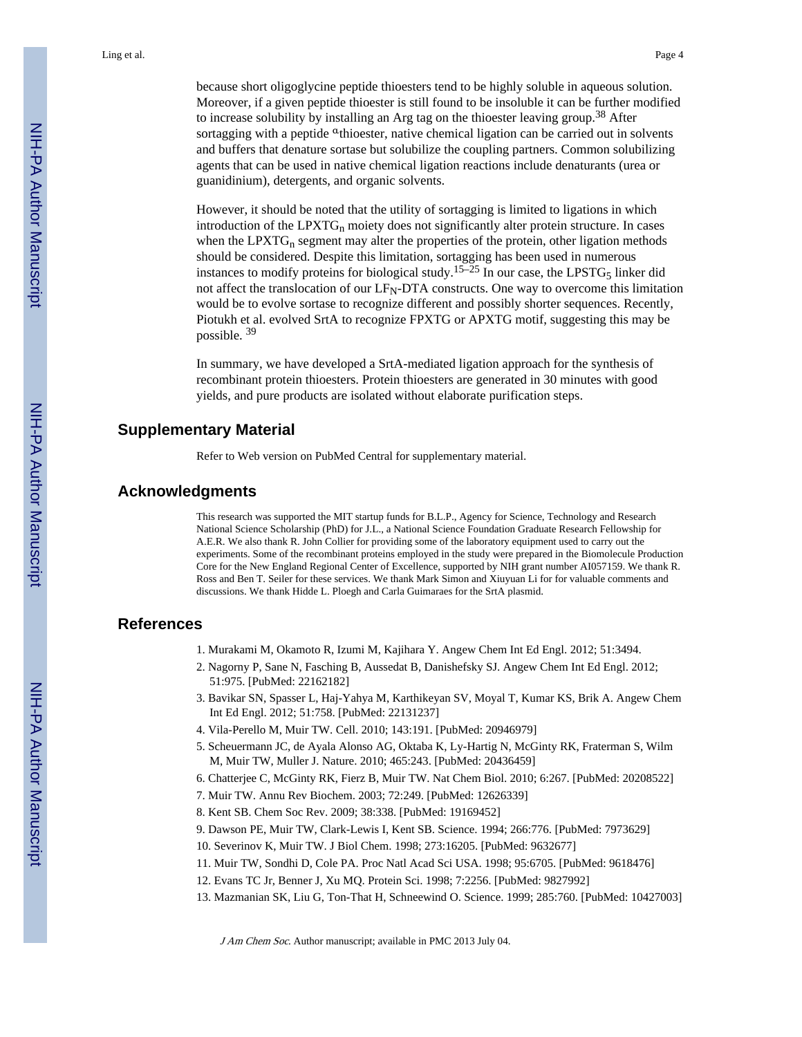because short oligoglycine peptide thioesters tend to be highly soluble in aqueous solution. Moreover, if a given peptide thioester is still found to be insoluble it can be further modified to increase solubility by installing an Arg tag on the thioester leaving group.[38] After sortagging with a peptide $^{\alpha}$thioester, native chemical ligation can be carried out in solvents and buffers that denature sortase but solubilize the coupling partners. Common solubilizing agents that can be used in native chemical ligation reactions include denaturants (urea or guanidinium), detergents, and organic solvents.

However, it should be noted that the utility of sortagging is limited to ligations in which introduction of the $LPXTG_n$ moiety does not significantly alter protein structure. In cases when the $LPXTG_n$ segment may alter the properties of the protein, other ligation methods should be considered. Despite this limitation, sortagging has been used in numerous instances to modify proteins for biological study.[15–25] In our case, the $LPSTG_5$ linker did not affect the translocation of our $LF_N$-DTA constructs. One way to overcome this limitation would be to evolve sortase to recognize different and possibly shorter sequences. Recently, Piotukh et al. evolved SrtA to recognize FPXTG or APXTG motif, suggesting this may be possible. [39]

In summary, we have developed a SrtA-mediated ligation approach for the synthesis of recombinant protein thioesters. Protein thioesters are generated in 30 minutes with good yields, and pure products are isolated without elaborate purification steps.

## Supplementary Material

Refer to Web version on PubMed Central for supplementary material.

## Acknowledgments

This research was supported the MIT startup funds for B.L.P., Agency for Science, Technology and Research National Science Scholarship (PhD) for J.L., a National Science Foundation Graduate Research Fellowship for A.E.R. We also thank R. John Collier for providing some of the laboratory equipment used to carry out the experiments. Some of the recombinant proteins employed in the study were prepared in the Biomolecule Production Core for the New England Regional Center of Excellence, supported by NIH grant number AI057159. We thank R. Ross and Ben T. Seiler for these services. We thank Mark Simon and Xiuyuan Li for for valuable comments and discussions. We thank Hidde L. Ploegh and Carla Guimaraes for the SrtA plasmid.

## References

1. Murakami M, Okamoto R, Izumi M, Kajihara Y. Angew Chem Int Ed Engl. 2012; 51:3494.
2. Nagorny P, Sane N, Fasching B, Aussedat B, Danishefsky SJ. Angew Chem Int Ed Engl. 2012; 51:975. [PubMed: 22162182]
3. Bavikar SN, Spasser L, Haj-Yahya M, Karthikeyan SV, Moyal T, Kumar KS, Brik A. Angew Chem Int Ed Engl. 2012; 51:758. [PubMed: 22131237]
4. Vila-Perello M, Muir TW. Cell. 2010; 143:191. [PubMed: 20946979]
5. Scheuermann JC, de Ayala Alonso AG, Oktaba K, Ly-Hartig N, McGinty RK, Fraterman S, Wilm M, Muir TW, Muller J. Nature. 2010; 465:243. [PubMed: 20436459]
6. Chatterjee C, McGinty RK, Fierz B, Muir TW. Nat Chem Biol. 2010; 6:267. [PubMed: 20208522]
7. Muir TW. Annu Rev Biochem. 2003; 72:249. [PubMed: 12626339]
8. Kent SB. Chem Soc Rev. 2009; 38:338. [PubMed: 19169452]
9. Dawson PE, Muir TW, Clark-Lewis I, Kent SB. Science. 1994; 266:776. [PubMed: 7973629]
10. Severinov K, Muir TW. J Biol Chem. 1998; 273:16205. [PubMed: 9632677]
11. Muir TW, Sondhi D, Cole PA. Proc Natl Acad Sci USA. 1998; 95:6705. [PubMed: 9618476]
12. Evans TC Jr, Benner J, Xu MQ. Protein Sci. 1998; 7:2256. [PubMed: 9827992]
13. Mazmanian SK, Liu G, Ton-That H, Schneewind O. Science. 1999; 285:760. [PubMed: 10427003]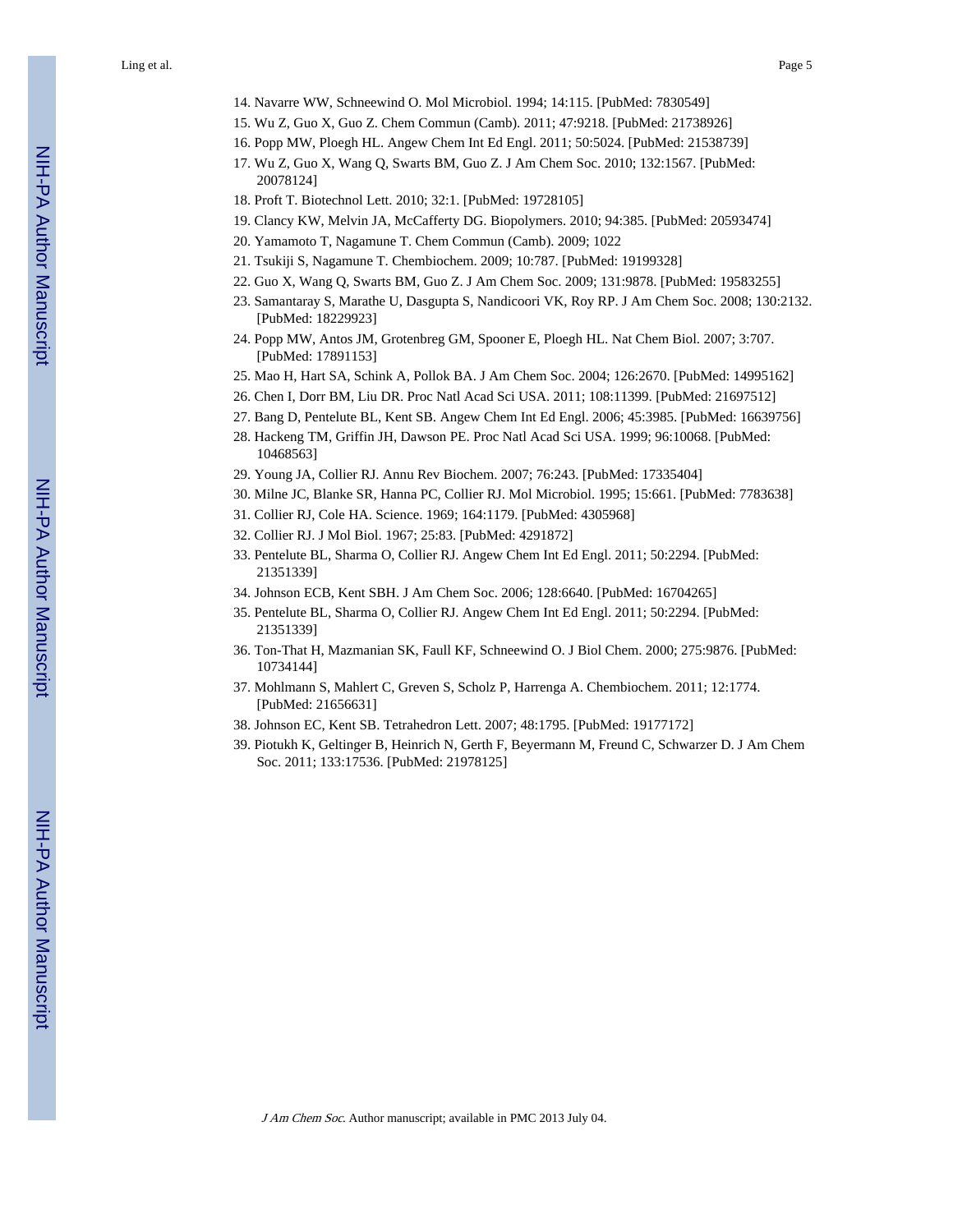14. Navarre WW, Schneewind O. Mol Microbiol. 1994; 14:115. [PubMed: 7830549]
15. Wu Z, Guo X, Guo Z. Chem Commun (Camb). 2011; 47:9218. [PubMed: 21738926]
16. Popp MW, Ploegh HL. Angew Chem Int Ed Engl. 2011; 50:5024. [PubMed: 21538739]
17. Wu Z, Guo X, Wang Q, Swarts BM, Guo Z. J Am Chem Soc. 2010; 132:1567. [PubMed: 20078124]
18. Proft T. Biotechnol Lett. 2010; 32:1. [PubMed: 19728105]
19. Clancy KW, Melvin JA, McCafferty DG. Biopolymers. 2010; 94:385. [PubMed: 20593474]
20. Yamamoto T, Nagamune T. Chem Commun (Camb). 2009; 1022
21. Tsukiji S, Nagamune T. Chembiochem. 2009; 10:787. [PubMed: 19199328]
22. Guo X, Wang Q, Swarts BM, Guo Z. J Am Chem Soc. 2009; 131:9878. [PubMed: 19583255]
23. Samantaray S, Marathe U, Dasgupta S, Nandicoori VK, Roy RP. J Am Chem Soc. 2008; 130:2132. [PubMed: 18229923]
24. Popp MW, Antos JM, Grotenbreg GM, Spooner E, Ploegh HL. Nat Chem Biol. 2007; 3:707. [PubMed: 17891153]
25. Mao H, Hart SA, Schink A, Pollok BA. J Am Chem Soc. 2004; 126:2670. [PubMed: 14995162]
26. Chen I, Dorr BM, Liu DR. Proc Natl Acad Sci USA. 2011; 108:11399. [PubMed: 21697512]
27. Bang D, Pentelute BL, Kent SB. Angew Chem Int Ed Engl. 2006; 45:3985. [PubMed: 16639756]
28. Hackeng TM, Griffin JH, Dawson PE. Proc Natl Acad Sci USA. 1999; 96:10068. [PubMed: 10468563]
29. Young JA, Collier RJ. Annu Rev Biochem. 2007; 76:243. [PubMed: 17335404]
30. Milne JC, Blanke SR, Hanna PC, Collier RJ. Mol Microbiol. 1995; 15:661. [PubMed: 7783638]
31. Collier RJ, Cole HA. Science. 1969; 164:1179. [PubMed: 4305968]
32. Collier RJ. J Mol Biol. 1967; 25:83. [PubMed: 4291872]
33. Pentelute BL, Sharma O, Collier RJ. Angew Chem Int Ed Engl. 2011; 50:2294. [PubMed: 21351339]
34. Johnson ECB, Kent SBH. J Am Chem Soc. 2006; 128:6640. [PubMed: 16704265]
35. Pentelute BL, Sharma O, Collier RJ. Angew Chem Int Ed Engl. 2011; 50:2294. [PubMed: 21351339]
36. Ton-That H, Mazmanian SK, Faull KF, Schneewind O. J Biol Chem. 2000; 275:9876. [PubMed: 10734144]
37. Mohlmann S, Mahlert C, Greven S, Scholz P, Harrenga A. Chembiochem. 2011; 12:1774. [PubMed: 21656631]
38. Johnson EC, Kent SB. Tetrahedron Lett. 2007; 48:1795. [PubMed: 19177172]
39. Piotukh K, Geltinger B, Heinrich N, Gerth F, Beyermann M, Freund C, Schwarzer D. J Am Chem Soc. 2011; 133:17536. [PubMed: 21978125]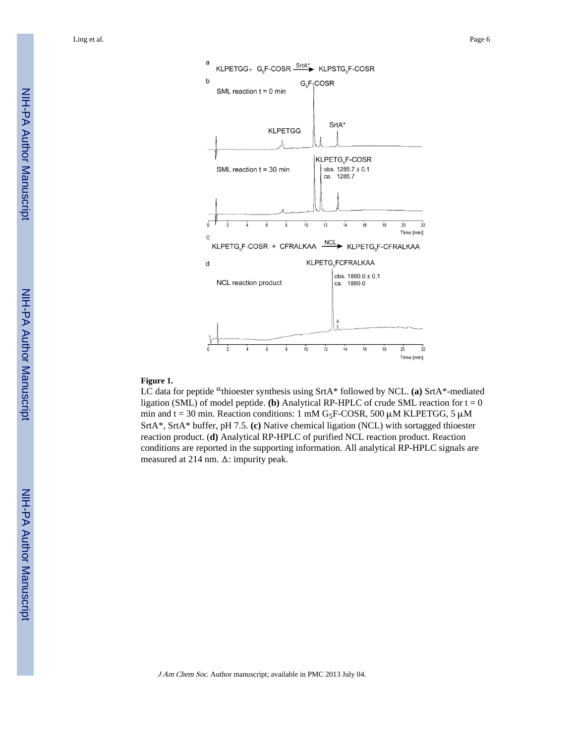**Figure 1.**

LC data for peptide $^{\alpha}$thioester synthesis using SrtA* followed by NCL. **(a)** SrtA*-mediated ligation (SML) of model peptide. **(b)** Analytical RP-HPLC of crude SML reaction for t = 0 min and t = 30 min. Reaction conditions: 1 mM $G_5$F-COSR, 500 μM KLPETGG, 5 μM SrtA*, SrtA* buffer, pH 7.5. **(c)** Native chemical ligation (NCL) with sortagged thioester reaction product. (**d)** Analytical RP-HPLC of purified NCL reaction product. Reaction conditions are reported in the supporting information. All analytical RP-HPLC signals are measured at 214 nm. Δ: impurity peak.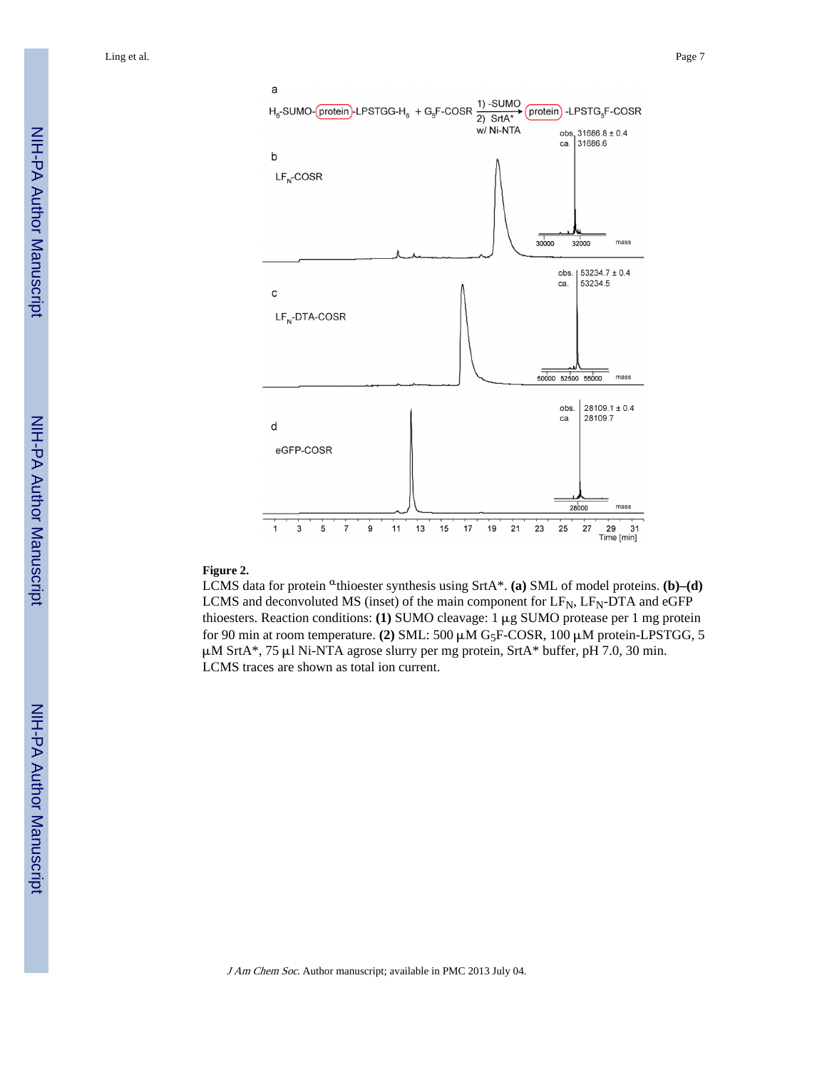**Figure 2.**

LCMS data for protein $^{\alpha}$thioester synthesis using SrtA*. **(a)** SML of model proteins. **(b)–(d)** LCMS and deconvoluted MS (inset) of the main component for $LF_N$, $LF_N$-DTA and eGFP thioesters. Reaction conditions: **(1)** SUMO cleavage: 1 μg SUMO protease per 1 mg protein for 90 min at room temperature. **(2)** SML: 500 μM $G_5$F-COSR, 100 μM protein-LPSTGG, 5 μM SrtA*, 75 μl Ni-NTA agrose slurry per mg protein, SrtA* buffer, pH 7.0, 30 min. LCMS traces are shown as total ion current.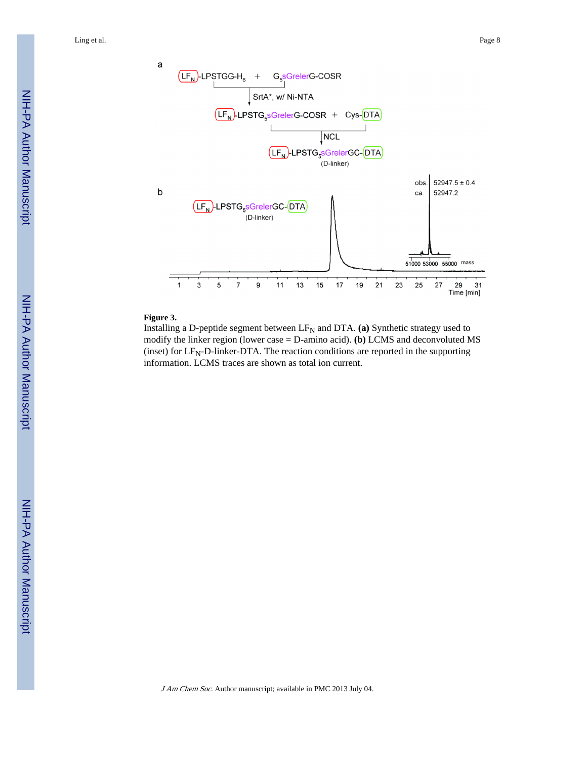**Figure 3.**

Installing a D-peptide segment between $LF_N$ and DTA. **(a)** Synthetic strategy used to modify the linker region (lower case = D-amino acid). **(b)** LCMS and deconvoluted MS (inset) for $LF_N$-D-linker-DTA. The reaction conditions are reported in the supporting information. LCMS traces are shown as total ion current.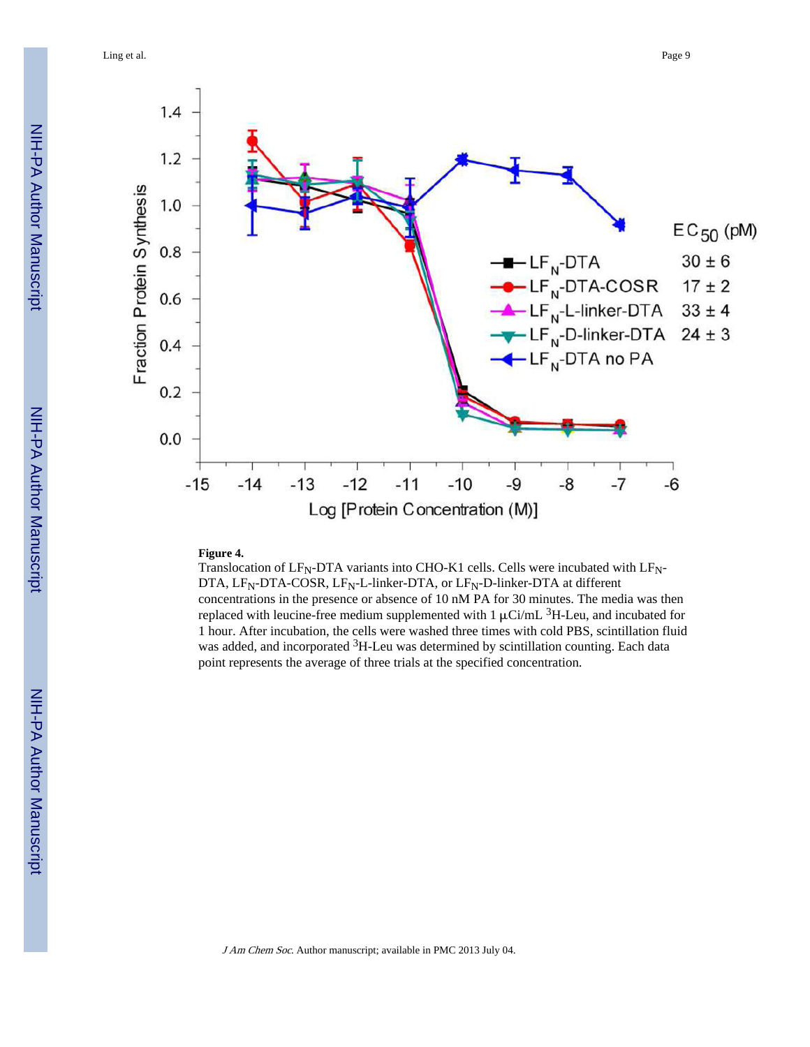**Figure 4.**

Translocation of $LF_N$-DTA variants into CHO-K1 cells. Cells were incubated with $LF_N$-DTA, $LF_N$-DTA-COSR, $LF_N$-L-linker-DTA, or $LF_N$-D-linker-DTA at different concentrations in the presence or absence of 10 nM PA for 30 minutes. The media was then replaced with leucine-free medium supplemented with 1 μCi/mL $^3$H-Leu, and incubated for 1 hour. After incubation, the cells were washed three times with cold PBS, scintillation fluid was added, and incorporated $^3$H-Leu was determined by scintillation counting. Each data point represents the average of three trials at the specified concentration.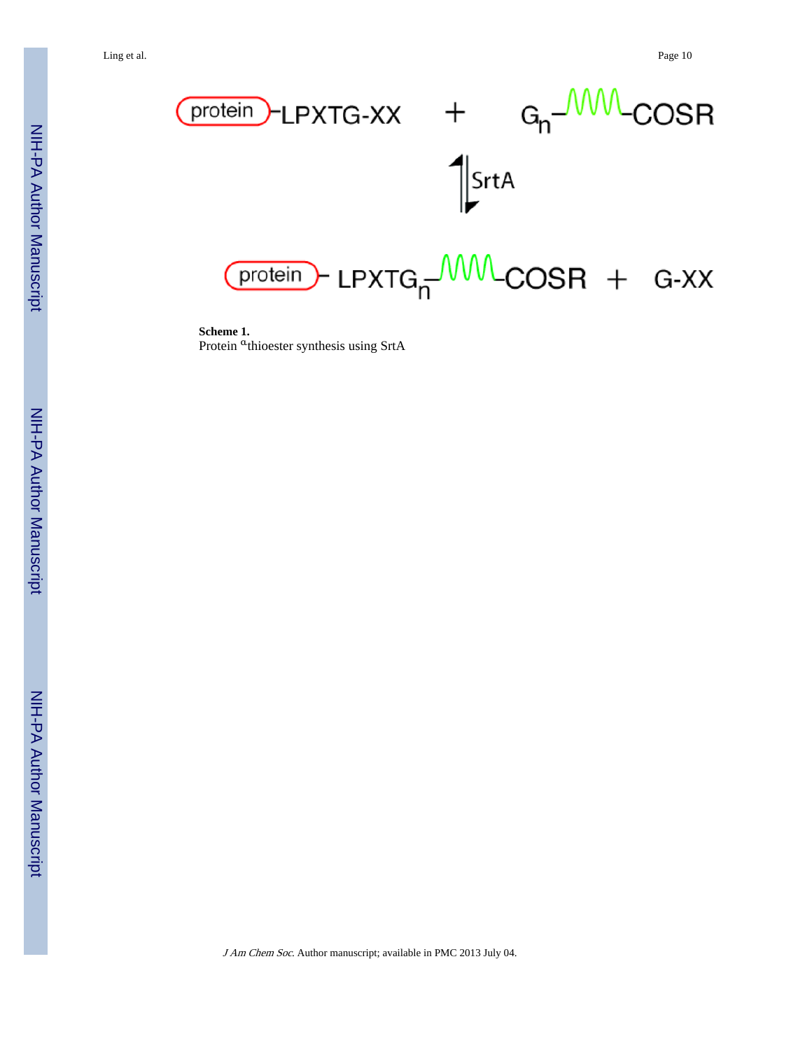protein -LPXTG-XX + $G_n$-∿∿∿-COSR

⇅ SrtA

protein - LPXT$G_n$-∿∿∿-COSR + G-XX

**Scheme 1.**

Protein $^{\alpha}$thioester synthesis using SrtA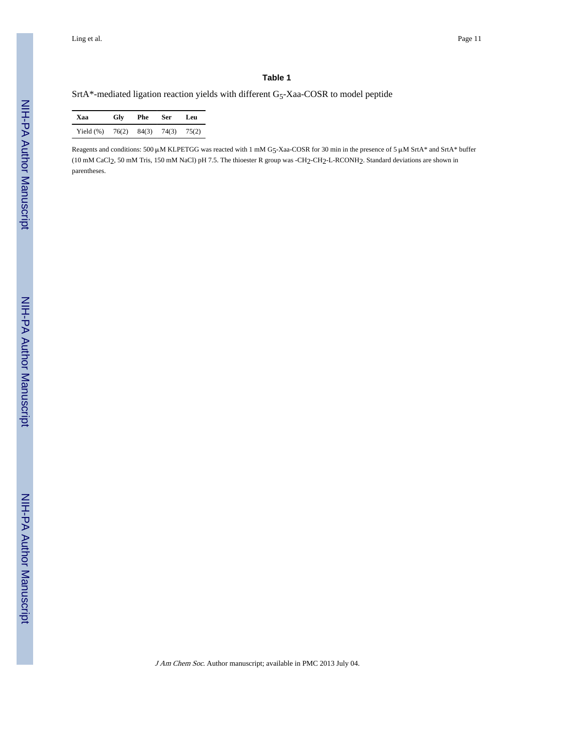## Table 1

SrtA*-mediated ligation reaction yields with different $G_5$-Xaa-COSR to model peptide

| Xaa | Gly | Phe | Ser | Leu |
| --- | --- | --- | --- | --- |
| Yield (%) | 76(2) | 84(3) | 74(3) | 75(2) |

Reagents and conditions: 500 μM KLPETGG was reacted with 1 mM $G_5$-Xaa-COSR for 30 min in the presence of 5 μM SrtA* and SrtA* buffer (10 mM $CaCl_2$, 50 mM Tris, 150 mM NaCl) pH 7.5. The thioester R group was -$CH_2$-$CH_2$-L-$RCONH_2$. Standard deviations are shown in parentheses.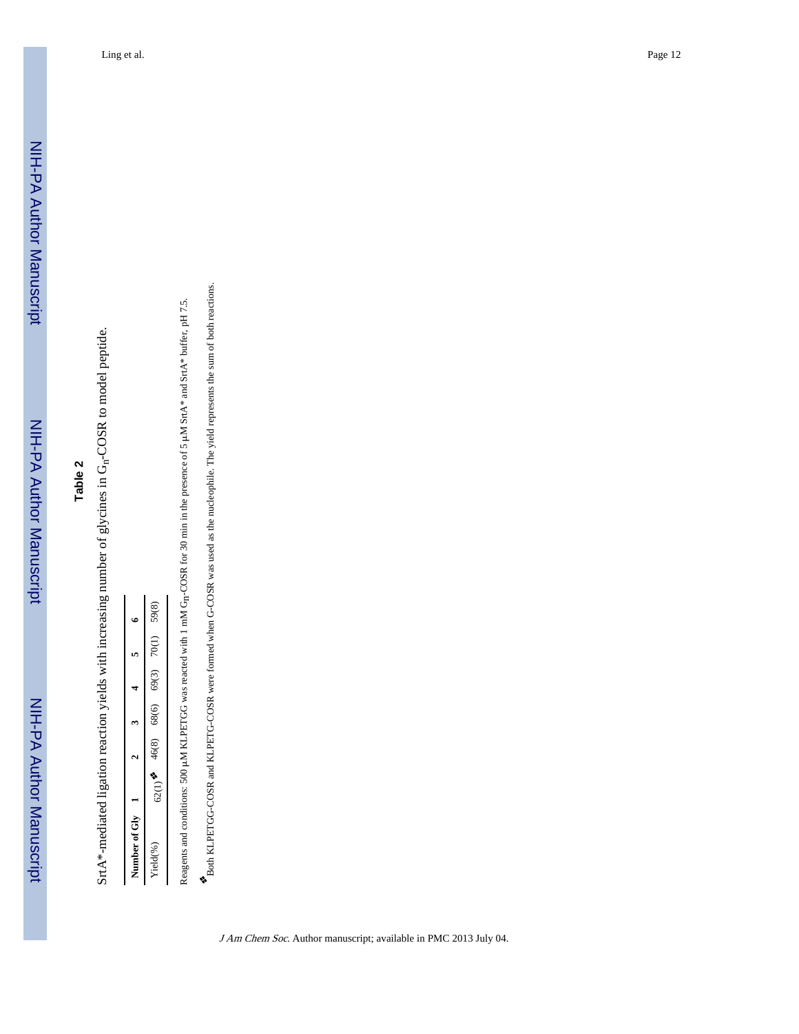## Table 2

SrtA*-mediated ligation reaction yields with increasing number of glycines in $G_n$-COSR to model peptide.

| Number of Gly | 1 | 2 | 3 | 4 | 5 | 6 |
|---|---|---|---|---|---|---|
| Yield(%) | 62(1)❖ | 46(8) | 68(6) | 69(3) | 70(1) | 59(8) |

Reagents and conditions: 500 μM KLPETGG was reacted with 1 mM $G_n$-COSR for 30 min in the presence of 5 μM SrtA* and SrtA* buffer, pH 7.5.

❖Both KLPETGG-COSR and KLPETG-COSR were formed when G-COSR was used as the nucleophile. The yield represents the sum of both reactions.